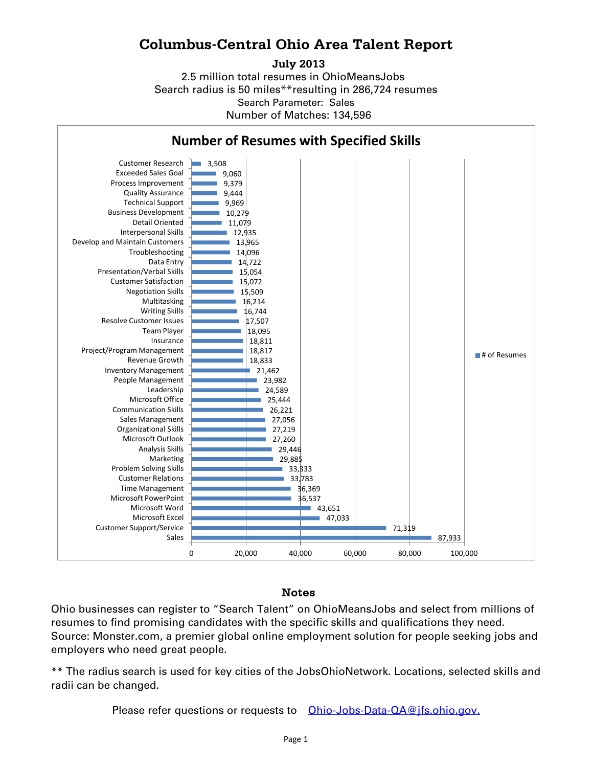# Columbus-Central Ohio Area Talent Report

**July 2013**

2.5 million total resumes in OhioMeansJobs
Search radius is 50 miles**resulting in 286,724 resumes
Search Parameter: Sales
Number of Matches: 134,596

## Number of Resumes with Specified Skills

| Skill | # of Resumes |
|---|---|
| Customer Research | 3,508 |
| Exceeded Sales Goal | 9,060 |
| Process Improvement | 9,379 |
| Quality Assurance | 9,444 |
| Technical Support | 9,969 |
| Business Development | 10,279 |
| Detail Oriented | 11,079 |
| Interpersonal Skills | 12,935 |
| Develop and Maintain Customers | 13,965 |
| Troubleshooting | 14,096 |
| Data Entry | 14,722 |
| Presentation/Verbal Skills | 15,054 |
| Customer Satisfaction | 15,072 |
| Negotiation Skills | 15,509 |
| Multitasking | 16,214 |
| Writing Skills | 16,744 |
| Resolve Customer Issues | 17,507 |
| Team Player | 18,095 |
| Insurance | 18,811 |
| Project/Program Management | 18,817 |
| Revenue Growth | 18,833 |
| Inventory Management | 21,462 |
| People Management | 23,982 |
| Leadership | 24,589 |
| Microsoft Office | 25,444 |
| Communication Skills | 26,221 |
| Sales Management | 27,056 |
| Organizational Skills | 27,219 |
| Microsoft Outlook | 27,260 |
| Analysis Skills | 29,446 |
| Marketing | 29,885 |
| Problem Solving Skills | 33,333 |
| Customer Relations | 33,783 |
| Time Management | 36,369 |
| Microsoft PowerPoint | 36,537 |
| Microsoft Word | 43,651 |
| Microsoft Excel | 47,033 |
| Customer Support/Service | 71,319 |
| Sales | 87,933 |

### Notes

Ohio businesses can register to "Search Talent" on OhioMeansJobs and select from millions of resumes to find promising candidates with the specific skills and qualifications they need. Source: Monster.com, a premier global online employment solution for people seeking jobs and employers who need great people.

** The radius search is used for key cities of the JobsOhioNetwork. Locations, selected skills and radii can be changed.

Please refer questions or requests to Ohio-Jobs-Data-QA@jfs.ohio.gov.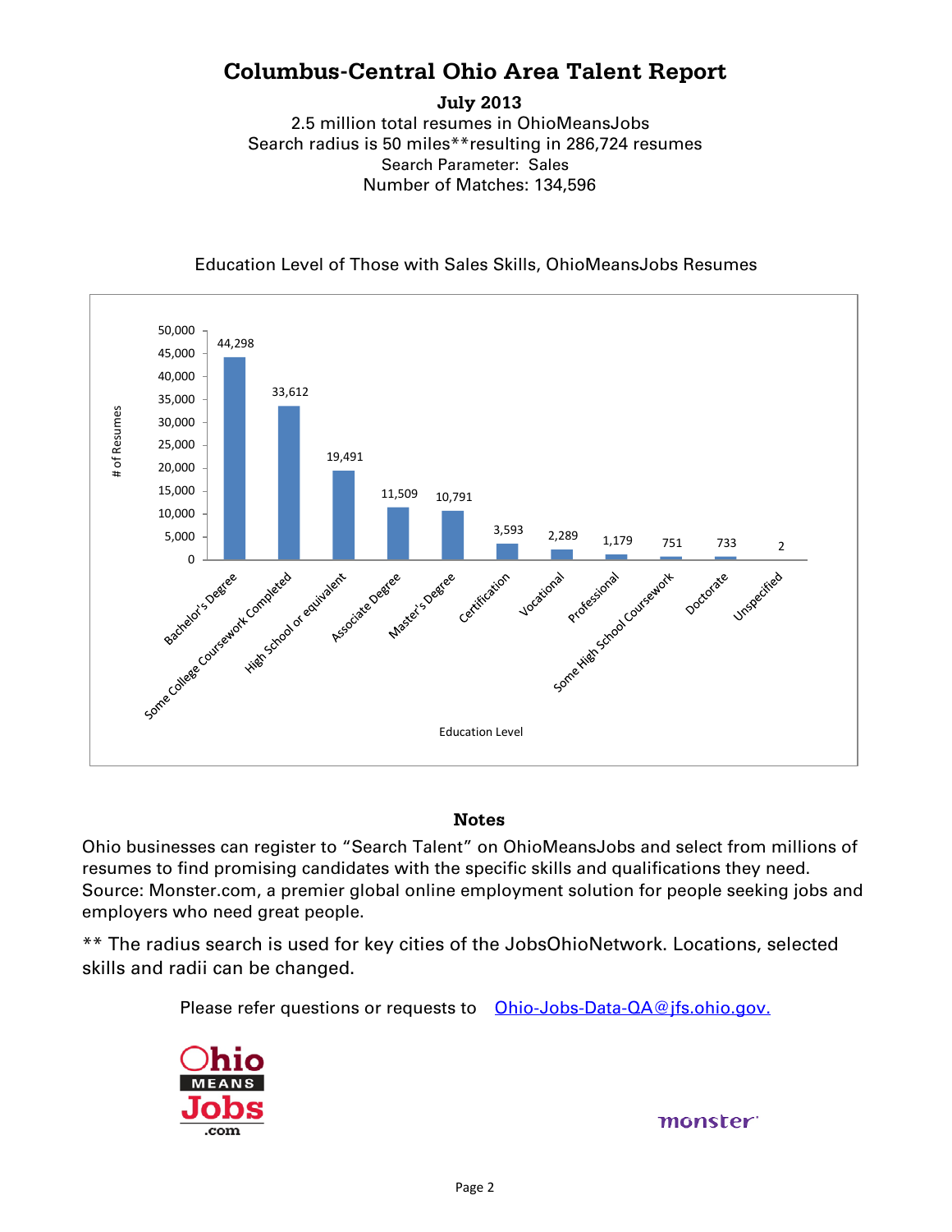# Columbus-Central Ohio Area Talent Report

**July 2013**

2.5 million total resumes in OhioMeansJobs

Search radius is 50 miles**resulting in 286,724 resumes

Search Parameter: Sales

Number of Matches: 134,596

Education Level of Those with Sales Skills, OhioMeansJobs Resumes

# of Resumes

50,000
45,000
40,000
35,000
30,000
25,000
20,000
15,000
10,000
5,000
0

Bachelor's Degree 44,298
Some College Coursework Completed 33,612
High School or equivalent 19,491
Associate Degree 11,509
Master's Degree 10,791
Certification 3,593
Vocational 2,289
Professional 1,179
Some High School Coursework 751
Doctorate 733
Unspecified 2

Education Level

## Notes

Ohio businesses can register to "Search Talent" on OhioMeansJobs and select from millions of resumes to find promising candidates with the specific skills and qualifications they need. Source: Monster.com, a premier global online employment solution for people seeking jobs and employers who need great people.

** The radius search is used for key cities of the JobsOhioNetwork. Locations, selected skills and radii can be changed.

Please refer questions or requests to [Ohio-Jobs-Data-QA@jfs.ohio.gov.](mailto:Ohio-Jobs-Data-QA@jfs.ohio.gov)

Ohio MEANS Jobs .com

monster